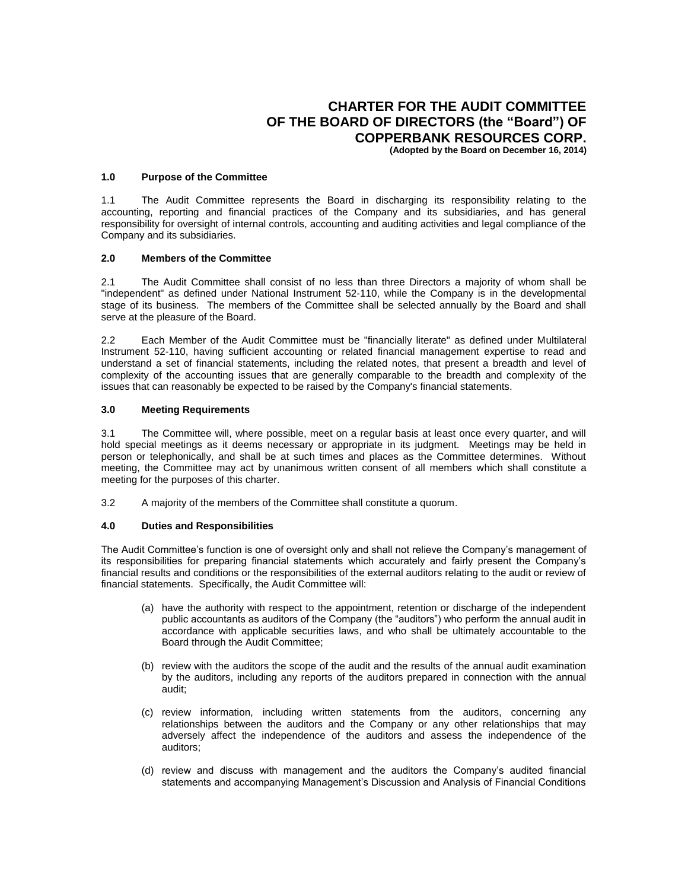# CHARTER FOR THE AUDIT COMMITTEE OF THE BOARD OF DIRECTORS (the "Board") OF COPPERBANK RESOURCES CORP.

**(Adopted by the Board on December 16, 2014)**

### 1.0 Purpose of the Committee

1.1 The Audit Committee represents the Board in discharging its responsibility relating to the accounting, reporting and financial practices of the Company and its subsidiaries, and has general responsibility for oversight of internal controls, accounting and auditing activities and legal compliance of the Company and its subsidiaries.

### 2.0 Members of the Committee

2.1 The Audit Committee shall consist of no less than three Directors a majority of whom shall be "independent" as defined under National Instrument 52-110, while the Company is in the developmental stage of its business. The members of the Committee shall be selected annually by the Board and shall serve at the pleasure of the Board.

2.2 Each Member of the Audit Committee must be "financially literate" as defined under Multilateral Instrument 52-110, having sufficient accounting or related financial management expertise to read and understand a set of financial statements, including the related notes, that present a breadth and level of complexity of the accounting issues that are generally comparable to the breadth and complexity of the issues that can reasonably be expected to be raised by the Company's financial statements.

### 3.0 Meeting Requirements

3.1 The Committee will, where possible, meet on a regular basis at least once every quarter, and will hold special meetings as it deems necessary or appropriate in its judgment. Meetings may be held in person or telephonically, and shall be at such times and places as the Committee determines. Without meeting, the Committee may act by unanimous written consent of all members which shall constitute a meeting for the purposes of this charter.

3.2 A majority of the members of the Committee shall constitute a quorum.

### 4.0 Duties and Responsibilities

The Audit Committee's function is one of oversight only and shall not relieve the Company's management of its responsibilities for preparing financial statements which accurately and fairly present the Company's financial results and conditions or the responsibilities of the external auditors relating to the audit or review of financial statements. Specifically, the Audit Committee will:

(a) have the authority with respect to the appointment, retention or discharge of the independent public accountants as auditors of the Company (the "auditors") who perform the annual audit in accordance with applicable securities laws, and who shall be ultimately accountable to the Board through the Audit Committee;

(b) review with the auditors the scope of the audit and the results of the annual audit examination by the auditors, including any reports of the auditors prepared in connection with the annual audit;

(c) review information, including written statements from the auditors, concerning any relationships between the auditors and the Company or any other relationships that may adversely affect the independence of the auditors and assess the independence of the auditors;

(d) review and discuss with management and the auditors the Company's audited financial statements and accompanying Management's Discussion and Analysis of Financial Conditions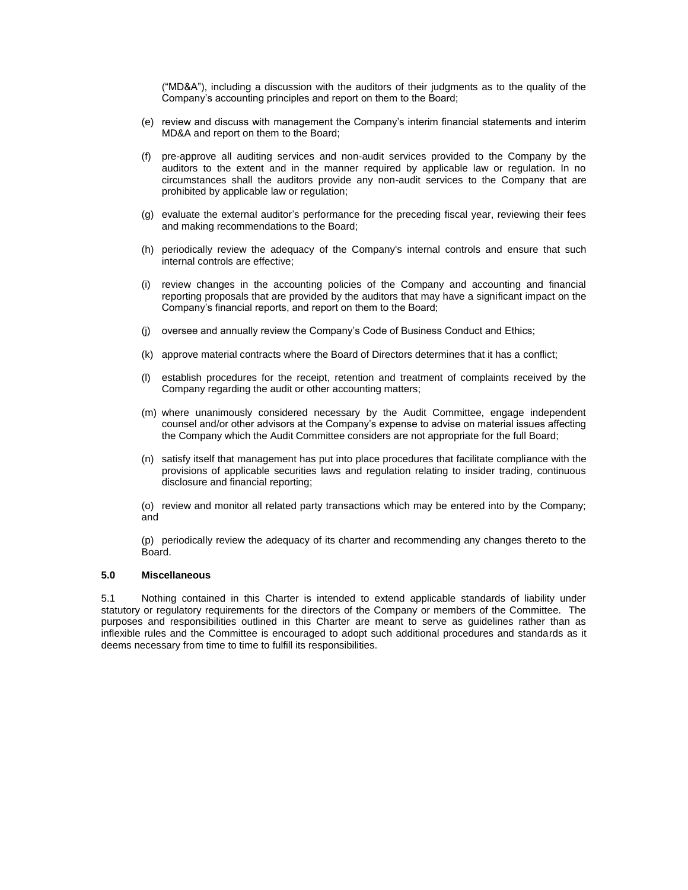("MD&A"), including a discussion with the auditors of their judgments as to the quality of the Company's accounting principles and report on them to the Board;

(e) review and discuss with management the Company's interim financial statements and interim MD&A and report on them to the Board;

(f) pre-approve all auditing services and non-audit services provided to the Company by the auditors to the extent and in the manner required by applicable law or regulation. In no circumstances shall the auditors provide any non-audit services to the Company that are prohibited by applicable law or regulation;

(g) evaluate the external auditor's performance for the preceding fiscal year, reviewing their fees and making recommendations to the Board;

(h) periodically review the adequacy of the Company's internal controls and ensure that such internal controls are effective;

(i) review changes in the accounting policies of the Company and accounting and financial reporting proposals that are provided by the auditors that may have a significant impact on the Company's financial reports, and report on them to the Board;

(j) oversee and annually review the Company's Code of Business Conduct and Ethics;

(k) approve material contracts where the Board of Directors determines that it has a conflict;

(l) establish procedures for the receipt, retention and treatment of complaints received by the Company regarding the audit or other accounting matters;

(m) where unanimously considered necessary by the Audit Committee, engage independent counsel and/or other advisors at the Company's expense to advise on material issues affecting the Company which the Audit Committee considers are not appropriate for the full Board;

(n) satisfy itself that management has put into place procedures that facilitate compliance with the provisions of applicable securities laws and regulation relating to insider trading, continuous disclosure and financial reporting;

(o) review and monitor all related party transactions which may be entered into by the Company; and

(p) periodically review the adequacy of its charter and recommending any changes thereto to the Board.

**5.0 Miscellaneous**

5.1 Nothing contained in this Charter is intended to extend applicable standards of liability under statutory or regulatory requirements for the directors of the Company or members of the Committee. The purposes and responsibilities outlined in this Charter are meant to serve as guidelines rather than as inflexible rules and the Committee is encouraged to adopt such additional procedures and standards as it deems necessary from time to time to fulfill its responsibilities.